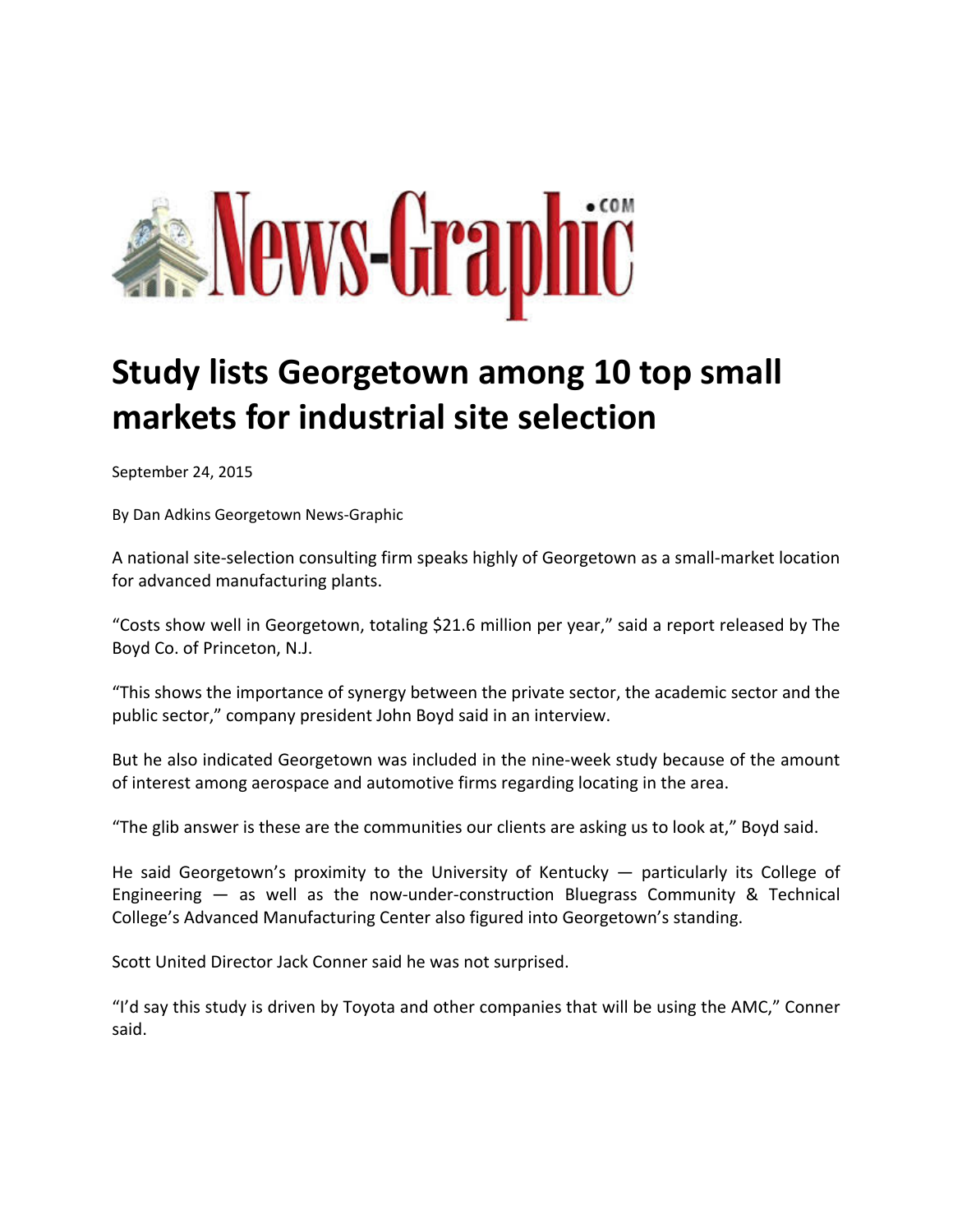News-Graphic.com

# Study lists Georgetown among 10 top small markets for industrial site selection

September 24, 2015

By Dan Adkins Georgetown News-Graphic

A national site-selection consulting firm speaks highly of Georgetown as a small-market location for advanced manufacturing plants.

"Costs show well in Georgetown, totaling $21.6 million per year," said a report released by The Boyd Co. of Princeton, N.J.

"This shows the importance of synergy between the private sector, the academic sector and the public sector," company president John Boyd said in an interview.

But he also indicated Georgetown was included in the nine-week study because of the amount of interest among aerospace and automotive firms regarding locating in the area.

"The glib answer is these are the communities our clients are asking us to look at," Boyd said.

He said Georgetown's proximity to the University of Kentucky — particularly its College of Engineering — as well as the now-under-construction Bluegrass Community & Technical College's Advanced Manufacturing Center also figured into Georgetown's standing.

Scott United Director Jack Conner said he was not surprised.

"I'd say this study is driven by Toyota and other companies that will be using the AMC," Conner said.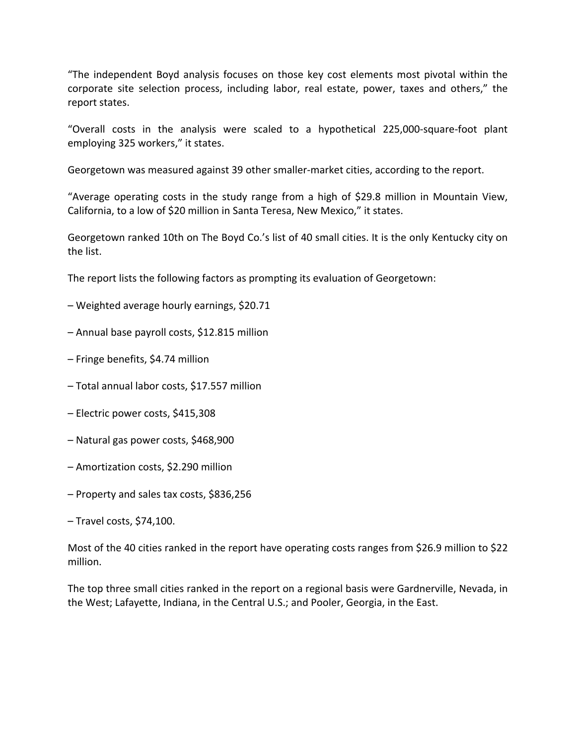“The independent Boyd analysis focuses on those key cost elements most pivotal within the corporate site selection process, including labor, real estate, power, taxes and others,” the report states.

“Overall costs in the analysis were scaled to a hypothetical 225,000-square-foot plant employing 325 workers,” it states.

Georgetown was measured against 39 other smaller-market cities, according to the report.

“Average operating costs in the study range from a high of $29.8 million in Mountain View, California, to a low of $20 million in Santa Teresa, New Mexico,” it states.

Georgetown ranked 10th on The Boyd Co.’s list of 40 small cities. It is the only Kentucky city on the list.

The report lists the following factors as prompting its evaluation of Georgetown:

– Weighted average hourly earnings, $20.71

– Annual base payroll costs, $12.815 million

– Fringe benefits, $4.74 million

– Total annual labor costs, $17.557 million

– Electric power costs, $415,308

– Natural gas power costs, $468,900

– Amortization costs, $2.290 million

– Property and sales tax costs, $836,256

– Travel costs, $74,100.

Most of the 40 cities ranked in the report have operating costs ranges from $26.9 million to $22 million.

The top three small cities ranked in the report on a regional basis were Gardnerville, Nevada, in the West; Lafayette, Indiana, in the Central U.S.; and Pooler, Georgia, in the East.